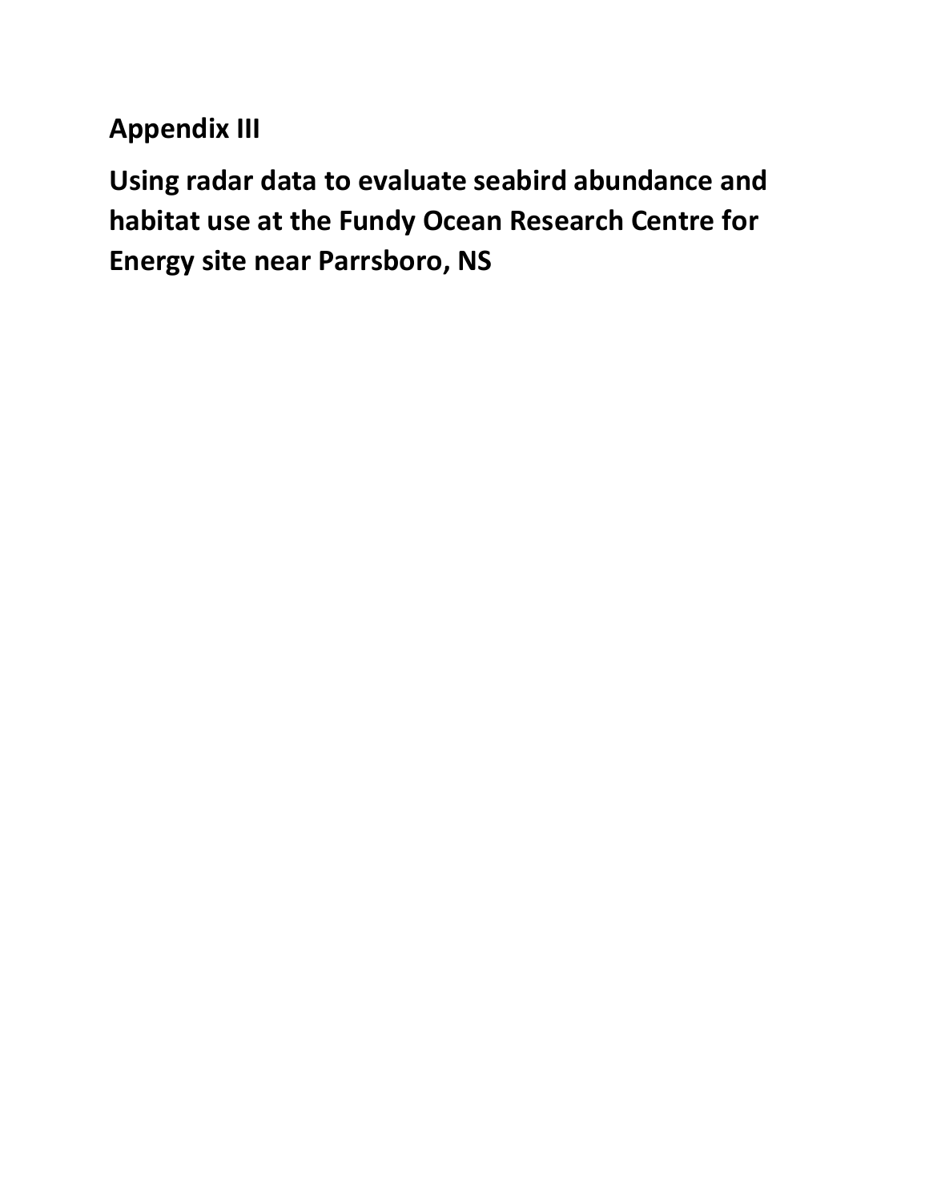# Appendix III

# Using radar data to evaluate seabird abundance and habitat use at the Fundy Ocean Research Centre for Energy site near Parrsboro, NS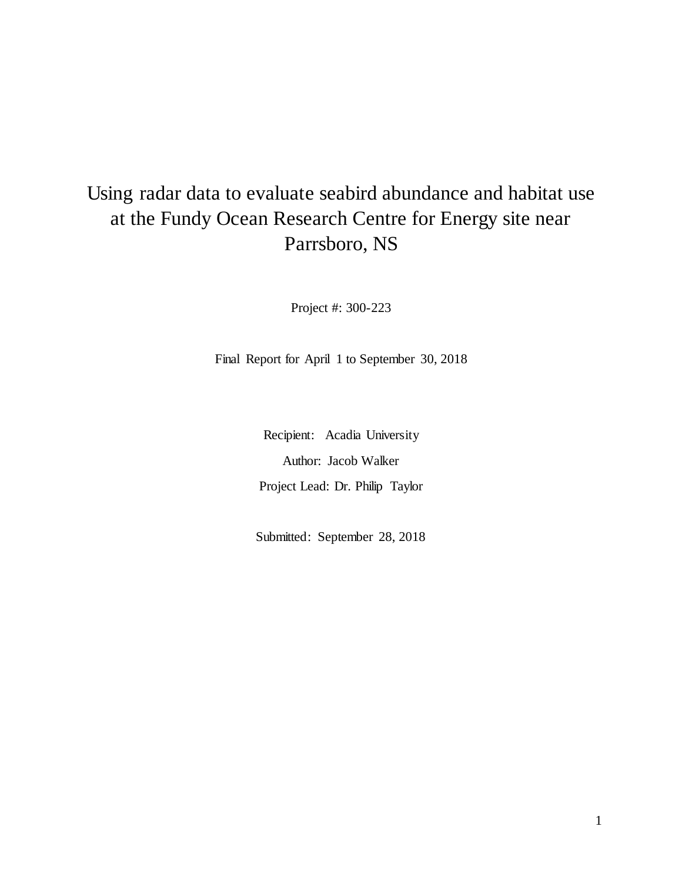# Using radar data to evaluate seabird abundance and habitat use at the Fundy Ocean Research Centre for Energy site near Parrsboro, NS

Project #: 300-223

Final Report for April 1 to September 30, 2018

Recipient: Acadia University

Author: Jacob Walker

Project Lead: Dr. Philip Taylor

Submitted: September 28, 2018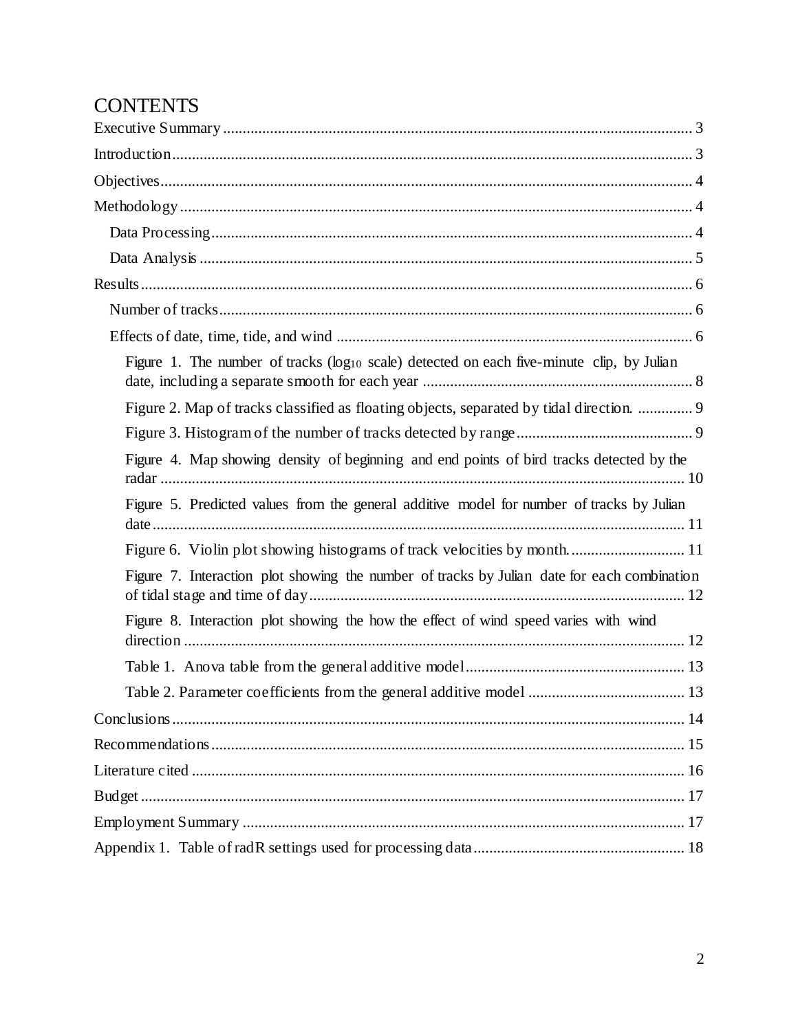# CONTENTS

Executive Summary ........................................................................................................... 3

Introduction ........................................................................................................................ 3

Objectives ........................................................................................................................... 4

Methodology ....................................................................................................................... 4

- Data Processing ............................................................................................................. 4
- Data Analysis ................................................................................................................ 5

Results ................................................................................................................................. 6

- Number of tracks ........................................................................................................... 6
- Effects of date, time, tide, and wind ............................................................................. 6
  - Figure 1. The number of tracks ($\log_{10}$ scale) detected on each five-minute clip, by Julian date, including a separate smooth for each year ..................................................................... 8
  - Figure 2. Map of tracks classified as floating objects, separated by tidal direction. .............. 9
  - Figure 3. Histogram of the number of tracks detected by range ............................................ 9
  - Figure 4. Map showing density of beginning and end points of bird tracks detected by the radar ..................................................................................................................................... 10
  - Figure 5. Predicted values from the general additive model for number of tracks by Julian date ....................................................................................................................................... 11
  - Figure 6. Violin plot showing histograms of track velocities by month. ............................ 11
  - Figure 7. Interaction plot showing the number of tracks by Julian date for each combination of tidal stage and time of day ............................................................................................... 12
  - Figure 8. Interaction plot showing the how the effect of wind speed varies with wind direction ................................................................................................................................ 12
  - Table 1. Anova table from the general additive model ....................................................... 13
  - Table 2. Parameter coefficients from the general additive model ....................................... 13

Conclusions ....................................................................................................................... 14

Recommendations ............................................................................................................. 15

Literature cited .................................................................................................................. 16

Budget ............................................................................................................................... 17

Employment Summary ..................................................................................................... 17

Appendix 1. Table of radR settings used for processing data .......................................... 18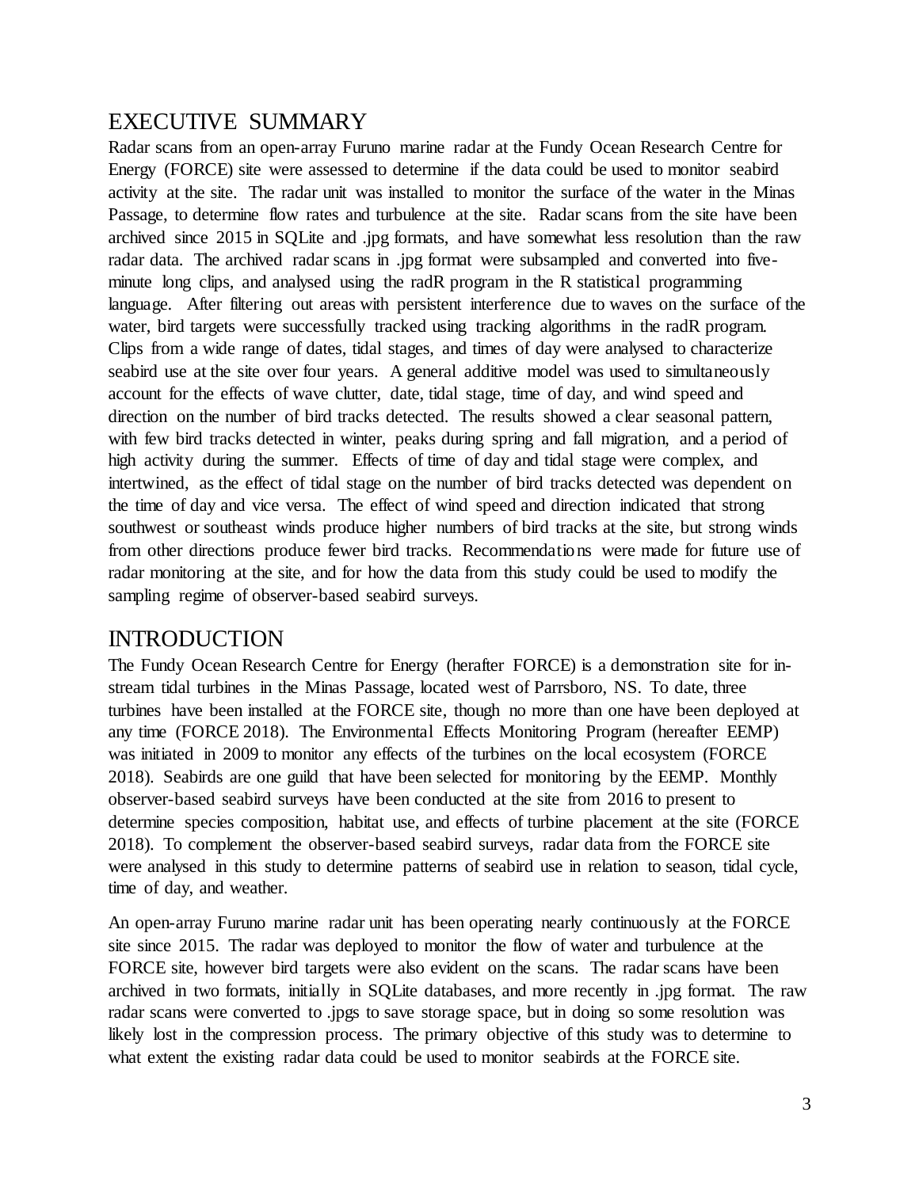# EXECUTIVE SUMMARY

Radar scans from an open-array Furuno marine radar at the Fundy Ocean Research Centre for Energy (FORCE) site were assessed to determine if the data could be used to monitor seabird activity at the site. The radar unit was installed to monitor the surface of the water in the Minas Passage, to determine flow rates and turbulence at the site. Radar scans from the site have been archived since 2015 in SQLite and .jpg formats, and have somewhat less resolution than the raw radar data. The archived radar scans in .jpg format were subsampled and converted into five-minute long clips, and analysed using the radR program in the R statistical programming language. After filtering out areas with persistent interference due to waves on the surface of the water, bird targets were successfully tracked using tracking algorithms in the radR program. Clips from a wide range of dates, tidal stages, and times of day were analysed to characterize seabird use at the site over four years. A general additive model was used to simultaneously account for the effects of wave clutter, date, tidal stage, time of day, and wind speed and direction on the number of bird tracks detected. The results showed a clear seasonal pattern, with few bird tracks detected in winter, peaks during spring and fall migration, and a period of high activity during the summer. Effects of time of day and tidal stage were complex, and intertwined, as the effect of tidal stage on the number of bird tracks detected was dependent on the time of day and vice versa. The effect of wind speed and direction indicated that strong southwest or southeast winds produce higher numbers of bird tracks at the site, but strong winds from other directions produce fewer bird tracks. Recommendations were made for future use of radar monitoring at the site, and for how the data from this study could be used to modify the sampling regime of observer-based seabird surveys.

# INTRODUCTION

The Fundy Ocean Research Centre for Energy (herafter FORCE) is a demonstration site for in-stream tidal turbines in the Minas Passage, located west of Parrsboro, NS. To date, three turbines have been installed at the FORCE site, though no more than one have been deployed at any time (FORCE 2018). The Environmental Effects Monitoring Program (hereafter EEMP) was initiated in 2009 to monitor any effects of the turbines on the local ecosystem (FORCE 2018). Seabirds are one guild that have been selected for monitoring by the EEMP. Monthly observer-based seabird surveys have been conducted at the site from 2016 to present to determine species composition, habitat use, and effects of turbine placement at the site (FORCE 2018). To complement the observer-based seabird surveys, radar data from the FORCE site were analysed in this study to determine patterns of seabird use in relation to season, tidal cycle, time of day, and weather.

An open-array Furuno marine radar unit has been operating nearly continuously at the FORCE site since 2015. The radar was deployed to monitor the flow of water and turbulence at the FORCE site, however bird targets were also evident on the scans. The radar scans have been archived in two formats, initially in SQLite databases, and more recently in .jpg format. The raw radar scans were converted to .jpgs to save storage space, but in doing so some resolution was likely lost in the compression process. The primary objective of this study was to determine to what extent the existing radar data could be used to monitor seabirds at the FORCE site.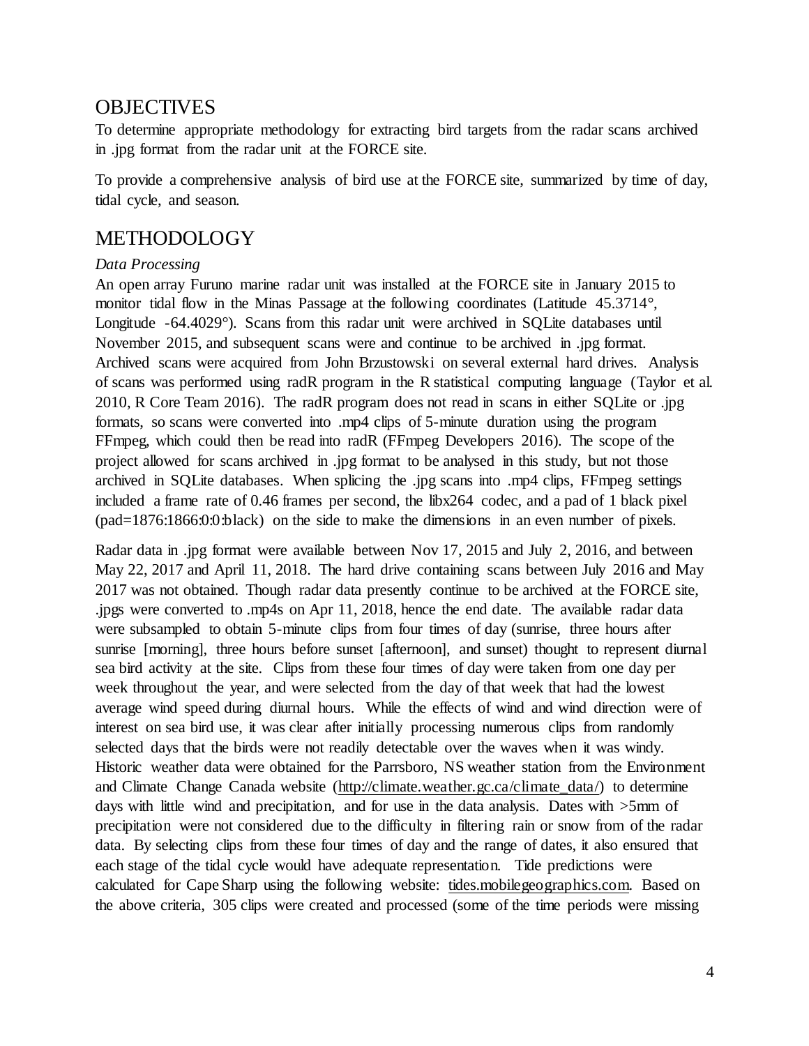## OBJECTIVES

To determine appropriate methodology for extracting bird targets from the radar scans archived in .jpg format from the radar unit at the FORCE site.

To provide a comprehensive analysis of bird use at the FORCE site, summarized by time of day, tidal cycle, and season.

## METHODOLOGY

### *Data Processing*

An open array Furuno marine radar unit was installed at the FORCE site in January 2015 to monitor tidal flow in the Minas Passage at the following coordinates (Latitude 45.3714°, Longitude -64.4029°). Scans from this radar unit were archived in SQLite databases until November 2015, and subsequent scans were and continue to be archived in .jpg format. Archived scans were acquired from John Brzustowski on several external hard drives. Analysis of scans was performed using radR program in the R statistical computing language (Taylor et al. 2010, R Core Team 2016). The radR program does not read in scans in either SQLite or .jpg formats, so scans were converted into .mp4 clips of 5-minute duration using the program FFmpeg, which could then be read into radR (FFmpeg Developers 2016). The scope of the project allowed for scans archived in .jpg format to be analysed in this study, but not those archived in SQLite databases. When splicing the .jpg scans into .mp4 clips, FFmpeg settings included a frame rate of 0.46 frames per second, the libx264 codec, and a pad of 1 black pixel (pad=1876:1866:0:0:black) on the side to make the dimensions in an even number of pixels.

Radar data in .jpg format were available between Nov 17, 2015 and July 2, 2016, and between May 22, 2017 and April 11, 2018. The hard drive containing scans between July 2016 and May 2017 was not obtained. Though radar data presently continue to be archived at the FORCE site, .jpgs were converted to .mp4s on Apr 11, 2018, hence the end date. The available radar data were subsampled to obtain 5-minute clips from four times of day (sunrise, three hours after sunrise [morning], three hours before sunset [afternoon], and sunset) thought to represent diurnal sea bird activity at the site. Clips from these four times of day were taken from one day per week throughout the year, and were selected from the day of that week that had the lowest average wind speed during diurnal hours. While the effects of wind and wind direction were of interest on sea bird use, it was clear after initially processing numerous clips from randomly selected days that the birds were not readily detectable over the waves when it was windy. Historic weather data were obtained for the Parrsboro, NS weather station from the Environment and Climate Change Canada website (http://climate.weather.gc.ca/climate_data/) to determine days with little wind and precipitation, and for use in the data analysis. Dates with >5mm of precipitation were not considered due to the difficulty in filtering rain or snow from of the radar data. By selecting clips from these four times of day and the range of dates, it also ensured that each stage of the tidal cycle would have adequate representation. Tide predictions were calculated for Cape Sharp using the following website: tides.mobilegeographics.com. Based on the above criteria, 305 clips were created and processed (some of the time periods were missing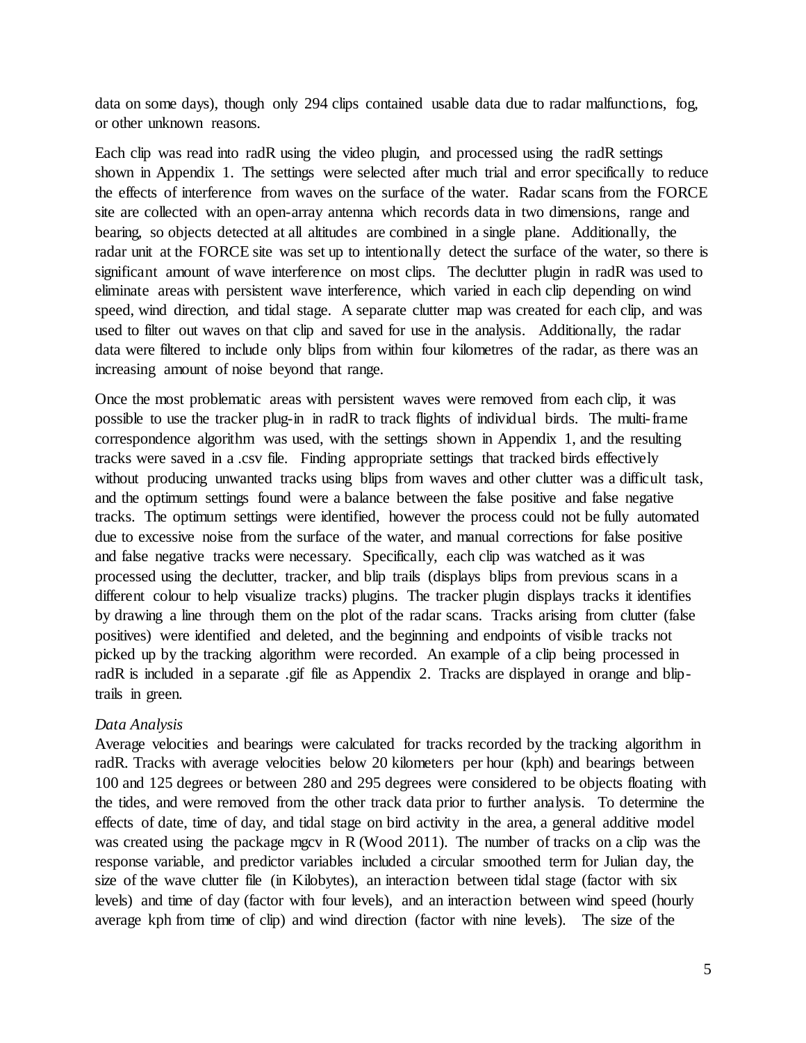data on some days), though only 294 clips contained usable data due to radar malfunctions, fog, or other unknown reasons.

Each clip was read into radR using the video plugin, and processed using the radR settings shown in Appendix 1. The settings were selected after much trial and error specifically to reduce the effects of interference from waves on the surface of the water. Radar scans from the FORCE site are collected with an open-array antenna which records data in two dimensions, range and bearing, so objects detected at all altitudes are combined in a single plane. Additionally, the radar unit at the FORCE site was set up to intentionally detect the surface of the water, so there is significant amount of wave interference on most clips. The declutter plugin in radR was used to eliminate areas with persistent wave interference, which varied in each clip depending on wind speed, wind direction, and tidal stage. A separate clutter map was created for each clip, and was used to filter out waves on that clip and saved for use in the analysis. Additionally, the radar data were filtered to include only blips from within four kilometres of the radar, as there was an increasing amount of noise beyond that range.

Once the most problematic areas with persistent waves were removed from each clip, it was possible to use the tracker plug-in in radR to track flights of individual birds. The multi-frame correspondence algorithm was used, with the settings shown in Appendix 1, and the resulting tracks were saved in a .csv file. Finding appropriate settings that tracked birds effectively without producing unwanted tracks using blips from waves and other clutter was a difficult task, and the optimum settings found were a balance between the false positive and false negative tracks. The optimum settings were identified, however the process could not be fully automated due to excessive noise from the surface of the water, and manual corrections for false positive and false negative tracks were necessary. Specifically, each clip was watched as it was processed using the declutter, tracker, and blip trails (displays blips from previous scans in a different colour to help visualize tracks) plugins. The tracker plugin displays tracks it identifies by drawing a line through them on the plot of the radar scans. Tracks arising from clutter (false positives) were identified and deleted, and the beginning and endpoints of visible tracks not picked up by the tracking algorithm were recorded. An example of a clip being processed in radR is included in a separate .gif file as Appendix 2. Tracks are displayed in orange and blip-trails in green.

*Data Analysis*

Average velocities and bearings were calculated for tracks recorded by the tracking algorithm in radR. Tracks with average velocities below 20 kilometers per hour (kph) and bearings between 100 and 125 degrees or between 280 and 295 degrees were considered to be objects floating with the tides, and were removed from the other track data prior to further analysis. To determine the effects of date, time of day, and tidal stage on bird activity in the area, a general additive model was created using the package mgcv in R (Wood 2011). The number of tracks on a clip was the response variable, and predictor variables included a circular smoothed term for Julian day, the size of the wave clutter file (in Kilobytes), an interaction between tidal stage (factor with six levels) and time of day (factor with four levels), and an interaction between wind speed (hourly average kph from time of clip) and wind direction (factor with nine levels). The size of the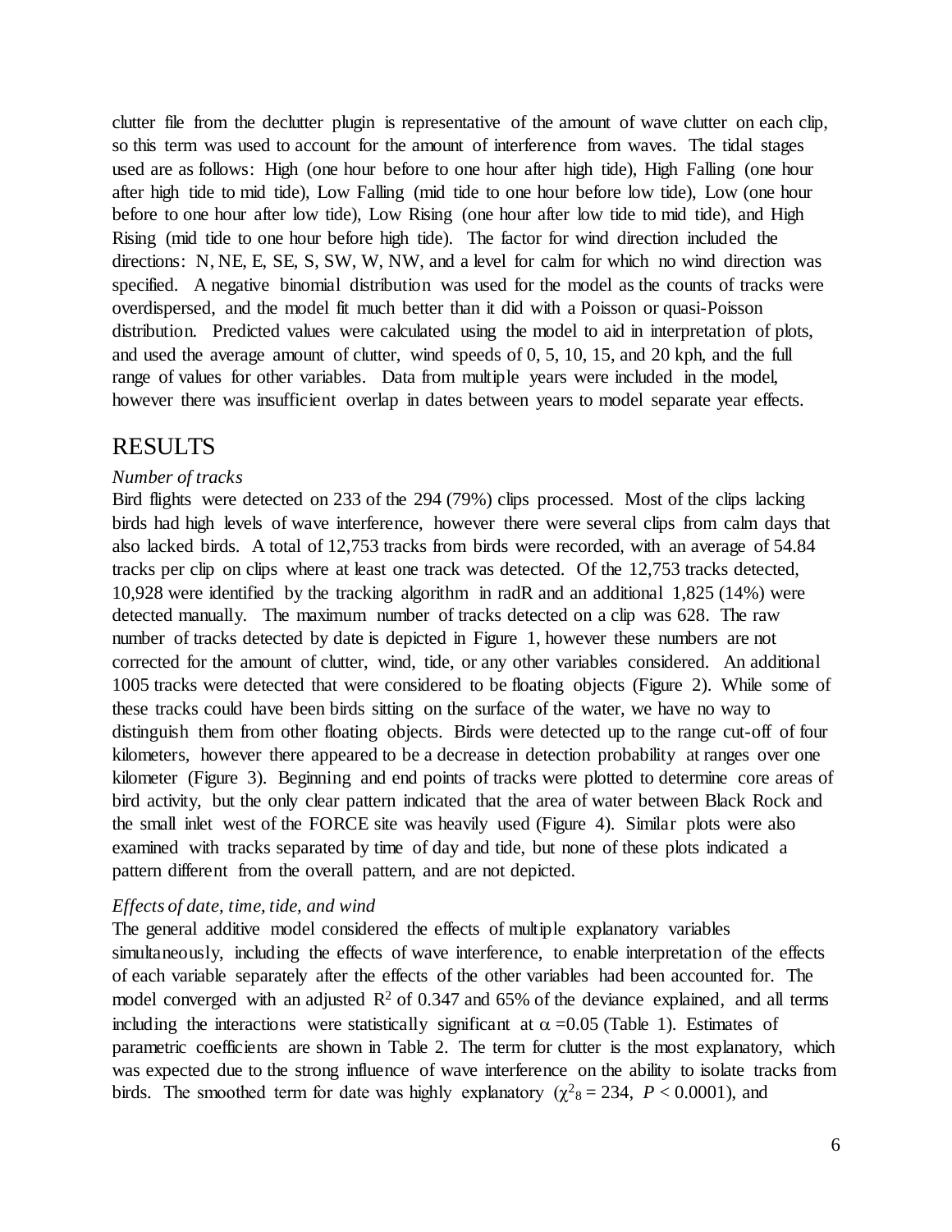clutter file from the declutter plugin is representative of the amount of wave clutter on each clip, so this term was used to account for the amount of interference from waves. The tidal stages used are as follows: High (one hour before to one hour after high tide), High Falling (one hour after high tide to mid tide), Low Falling (mid tide to one hour before low tide), Low (one hour before to one hour after low tide), Low Rising (one hour after low tide to mid tide), and High Rising (mid tide to one hour before high tide). The factor for wind direction included the directions: N, NE, E, SE, S, SW, W, NW, and a level for calm for which no wind direction was specified. A negative binomial distribution was used for the model as the counts of tracks were overdispersed, and the model fit much better than it did with a Poisson or quasi-Poisson distribution. Predicted values were calculated using the model to aid in interpretation of plots, and used the average amount of clutter, wind speeds of 0, 5, 10, 15, and 20 kph, and the full range of values for other variables. Data from multiple years were included in the model, however there was insufficient overlap in dates between years to model separate year effects.

# RESULTS

*Number of tracks*

Bird flights were detected on 233 of the 294 (79%) clips processed. Most of the clips lacking birds had high levels of wave interference, however there were several clips from calm days that also lacked birds. A total of 12,753 tracks from birds were recorded, with an average of 54.84 tracks per clip on clips where at least one track was detected. Of the 12,753 tracks detected, 10,928 were identified by the tracking algorithm in radR and an additional 1,825 (14%) were detected manually. The maximum number of tracks detected on a clip was 628. The raw number of tracks detected by date is depicted in Figure 1, however these numbers are not corrected for the amount of clutter, wind, tide, or any other variables considered. An additional 1005 tracks were detected that were considered to be floating objects (Figure 2). While some of these tracks could have been birds sitting on the surface of the water, we have no way to distinguish them from other floating objects. Birds were detected up to the range cut-off of four kilometers, however there appeared to be a decrease in detection probability at ranges over one kilometer (Figure 3). Beginning and end points of tracks were plotted to determine core areas of bird activity, but the only clear pattern indicated that the area of water between Black Rock and the small inlet west of the FORCE site was heavily used (Figure 4). Similar plots were also examined with tracks separated by time of day and tide, but none of these plots indicated a pattern different from the overall pattern, and are not depicted.

*Effects of date, time, tide, and wind*

The general additive model considered the effects of multiple explanatory variables simultaneously, including the effects of wave interference, to enable interpretation of the effects of each variable separately after the effects of the other variables had been accounted for. The model converged with an adjusted $R^2$ of 0.347 and 65% of the deviance explained, and all terms including the interactions were statistically significant at $\alpha = 0.05$ (Table 1). Estimates of parametric coefficients are shown in Table 2. The term for clutter is the most explanatory, which was expected due to the strong influence of wave interference on the ability to isolate tracks from birds. The smoothed term for date was highly explanatory ($\chi^2_8 = 234$, $P < 0.0001$), and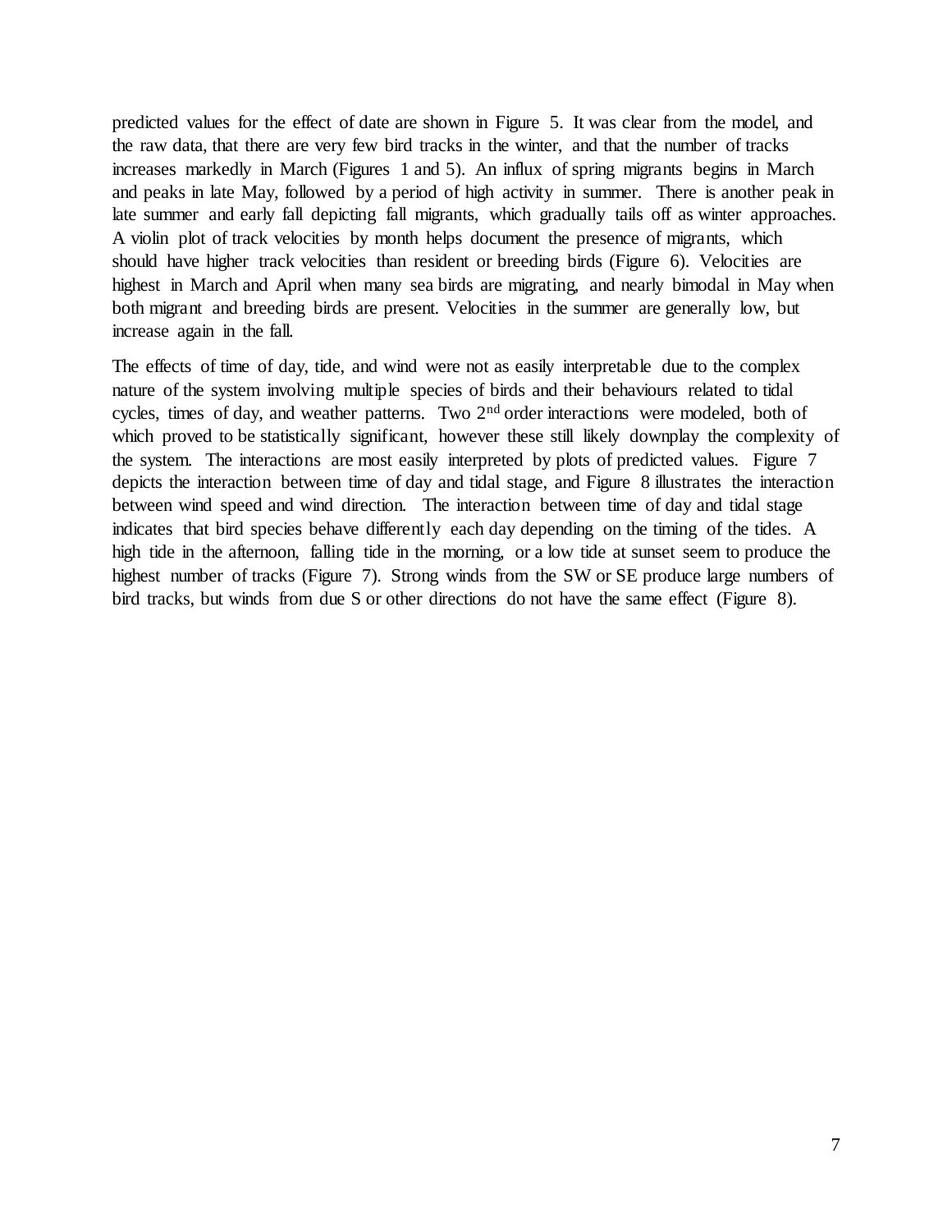predicted values for the effect of date are shown in Figure 5. It was clear from the model, and the raw data, that there are very few bird tracks in the winter, and that the number of tracks increases markedly in March (Figures 1 and 5). An influx of spring migrants begins in March and peaks in late May, followed by a period of high activity in summer. There is another peak in late summer and early fall depicting fall migrants, which gradually tails off as winter approaches. A violin plot of track velocities by month helps document the presence of migrants, which should have higher track velocities than resident or breeding birds (Figure 6). Velocities are highest in March and April when many sea birds are migrating, and nearly bimodal in May when both migrant and breeding birds are present. Velocities in the summer are generally low, but increase again in the fall.

The effects of time of day, tide, and wind were not as easily interpretable due to the complex nature of the system involving multiple species of birds and their behaviours related to tidal cycles, times of day, and weather patterns. Two 2nd order interactions were modeled, both of which proved to be statistically significant, however these still likely downplay the complexity of the system. The interactions are most easily interpreted by plots of predicted values. Figure 7 depicts the interaction between time of day and tidal stage, and Figure 8 illustrates the interaction between wind speed and wind direction. The interaction between time of day and tidal stage indicates that bird species behave differently each day depending on the timing of the tides. A high tide in the afternoon, falling tide in the morning, or a low tide at sunset seem to produce the highest number of tracks (Figure 7). Strong winds from the SW or SE produce large numbers of bird tracks, but winds from due S or other directions do not have the same effect (Figure 8).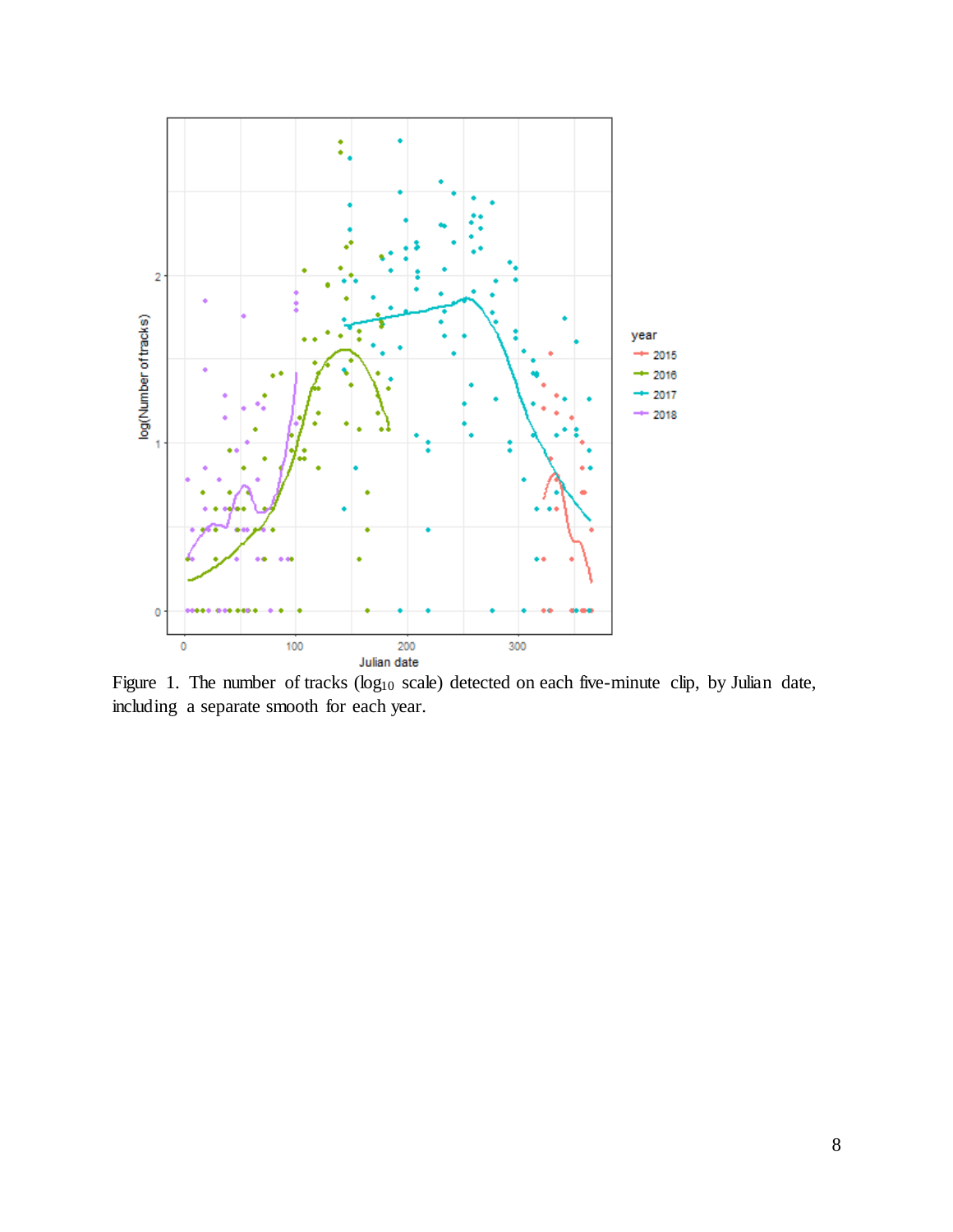Figure 1. The number of tracks ($\log_{10}$ scale) detected on each five-minute clip, by Julian date, including a separate smooth for each year.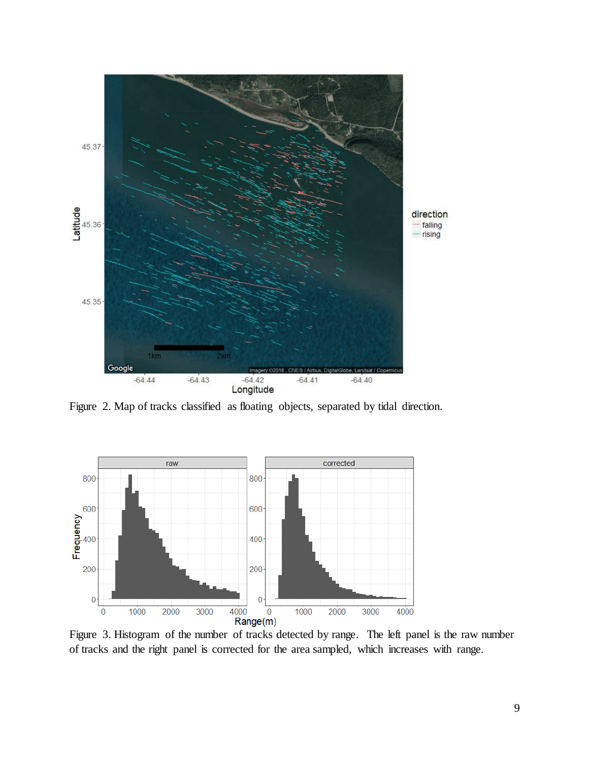Figure 2. Map of tracks classified as floating objects, separated by tidal direction.

Figure 3. Histogram of the number of tracks detected by range. The left panel is the raw number of tracks and the right panel is corrected for the area sampled, which increases with range.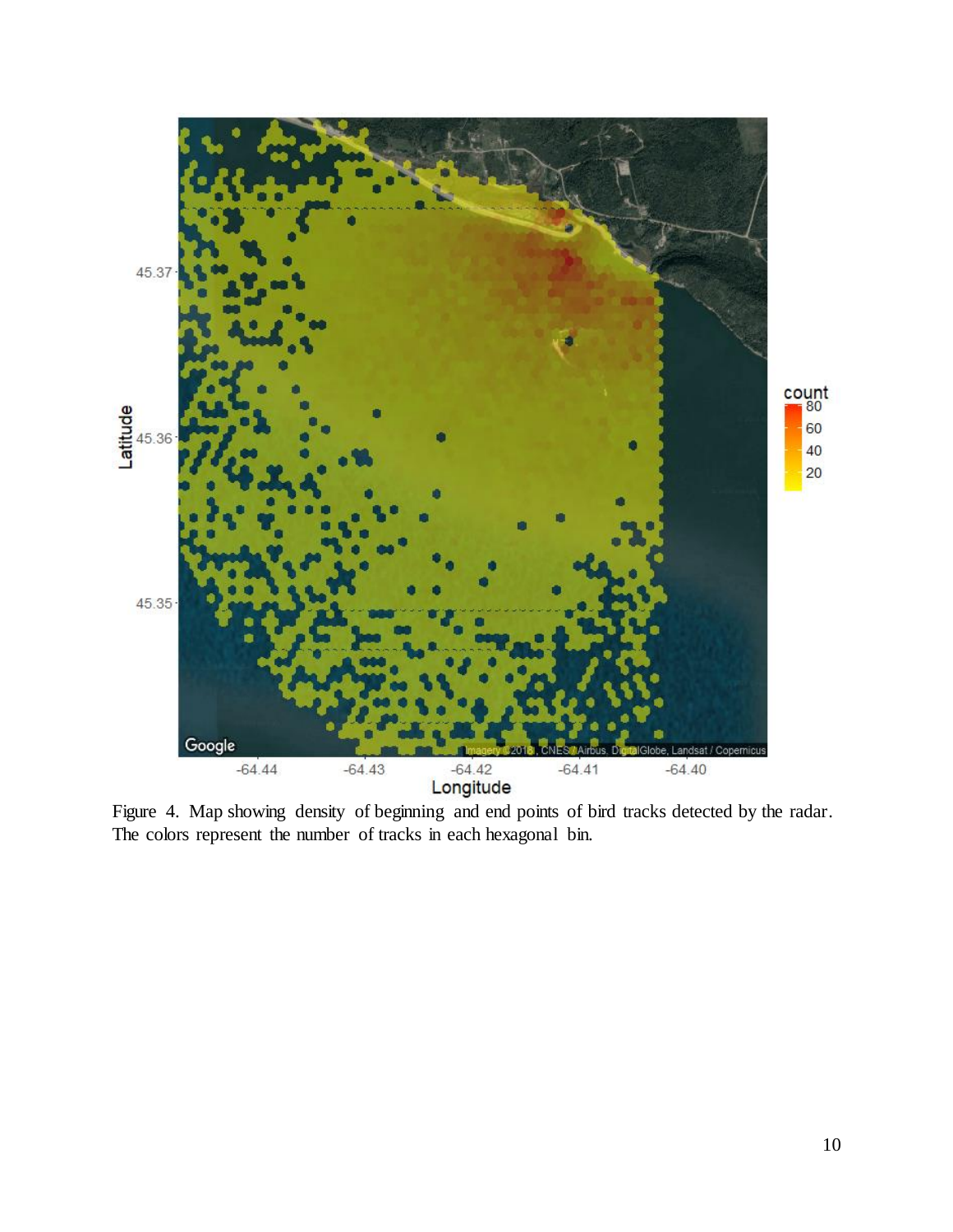Figure 4. Map showing density of beginning and end points of bird tracks detected by the radar. The colors represent the number of tracks in each hexagonal bin.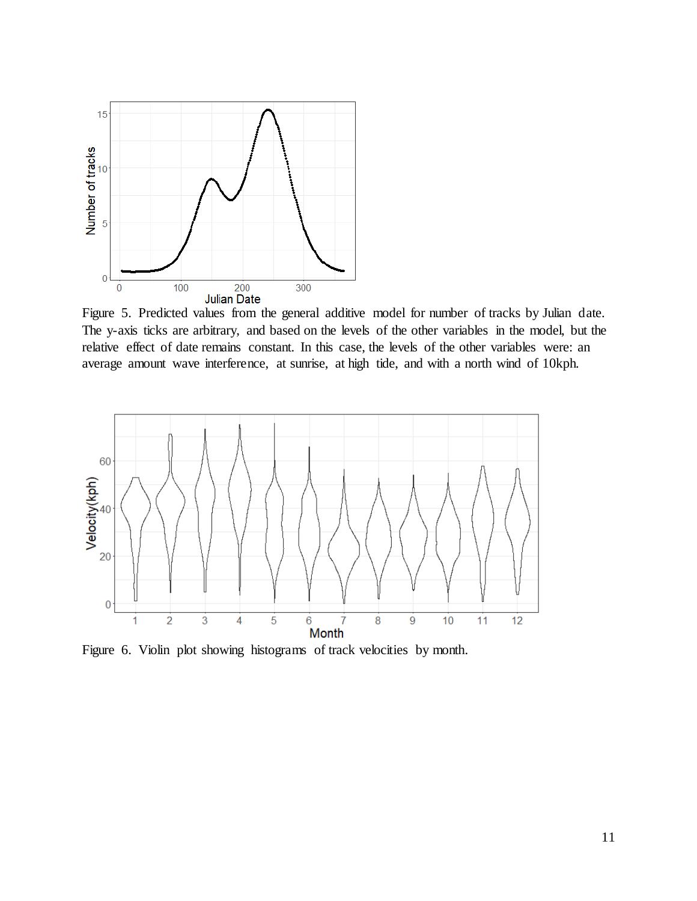Figure 5. Predicted values from the general additive model for number of tracks by Julian date. The y-axis ticks are arbitrary, and based on the levels of the other variables in the model, but the relative effect of date remains constant. In this case, the levels of the other variables were: an average amount wave interference, at sunrise, at high tide, and with a north wind of 10kph.

Figure 6. Violin plot showing histograms of track velocities by month.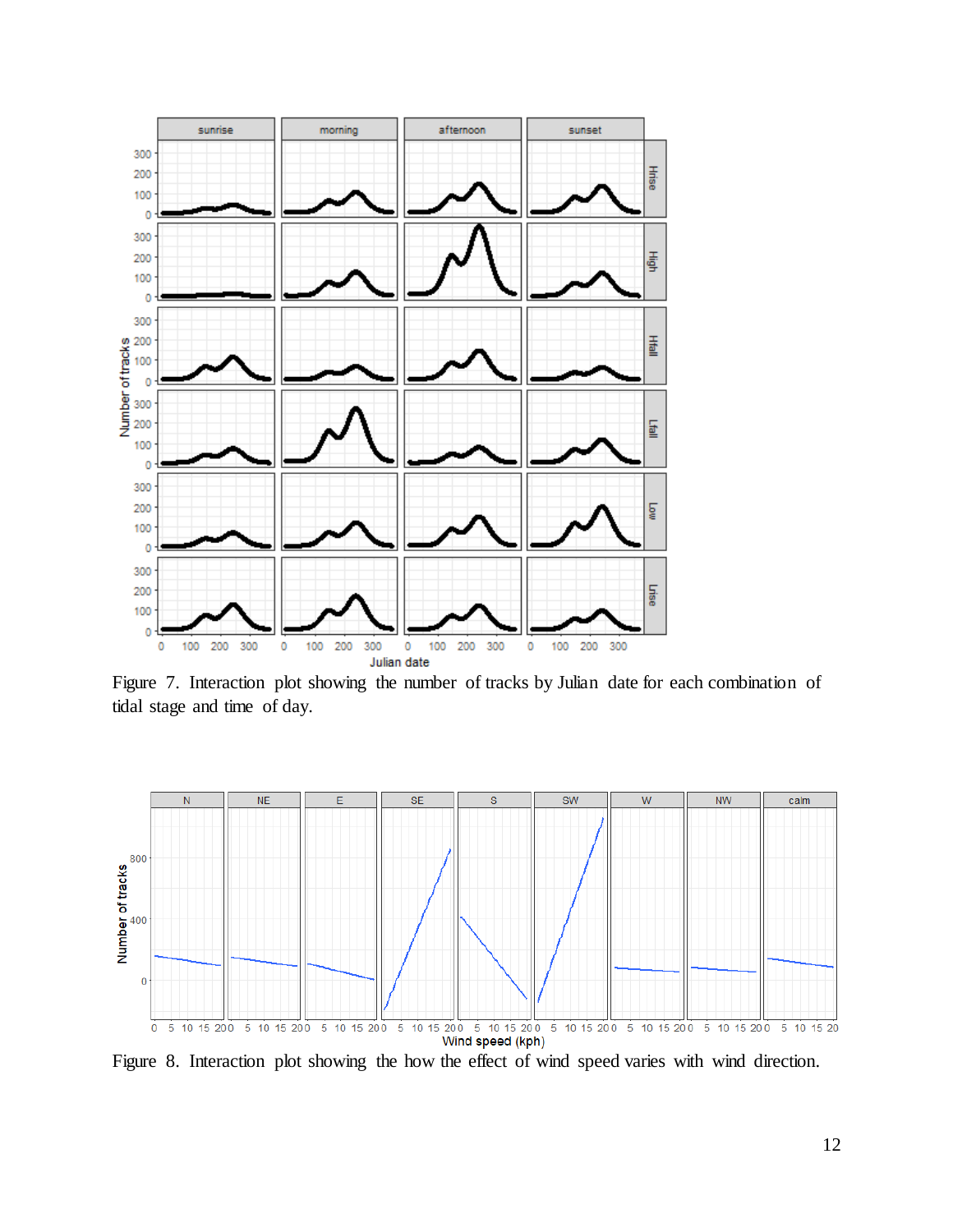Figure 7. Interaction plot showing the number of tracks by Julian date for each combination of tidal stage and time of day.

Figure 8. Interaction plot showing the how the effect of wind speed varies with wind direction.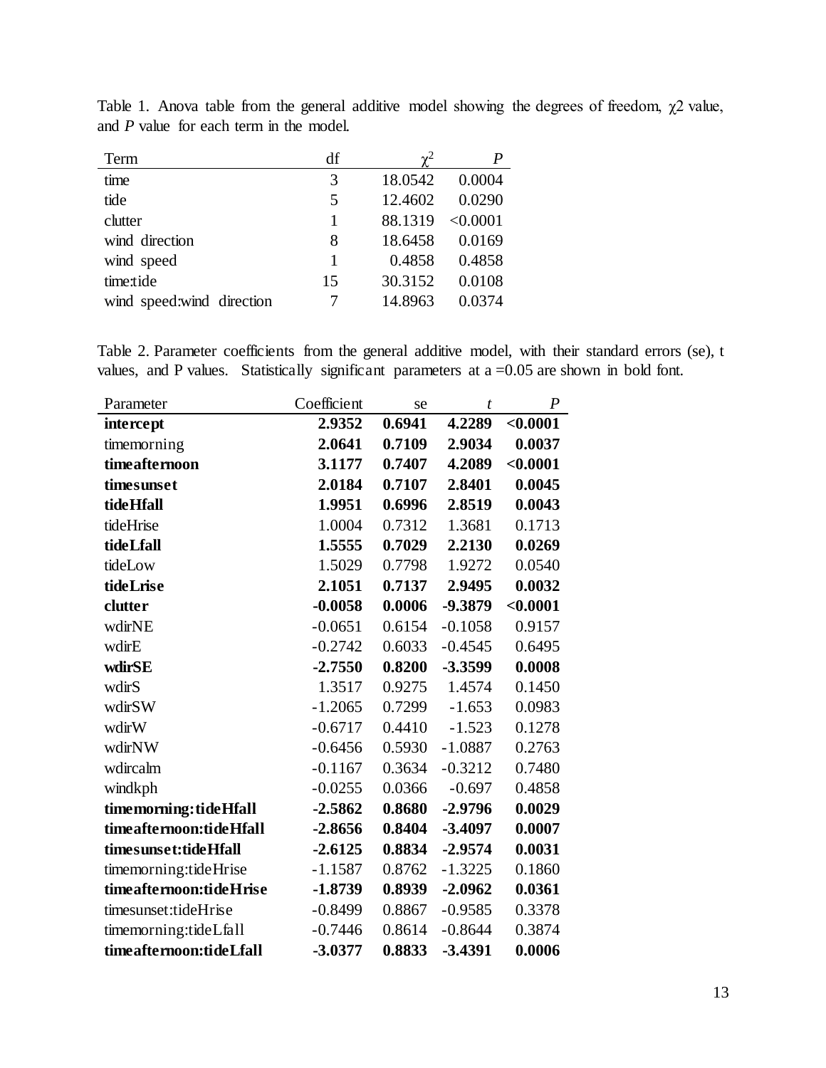Table 1. Anova table from the general additive model showing the degrees of freedom, $\chi 2$ value, and *P* value for each term in the model.

| Term | df | $\chi^2$ | *P* |
|---|---|---|---|
| time | 3 | 18.0542 | 0.0004 |
| tide | 5 | 12.4602 | 0.0290 |
| clutter | 1 | 88.1319 | <0.0001 |
| wind direction | 8 | 18.6458 | 0.0169 |
| wind speed | 1 | 0.4858 | 0.4858 |
| time:tide | 15 | 30.3152 | 0.0108 |
| wind speed:wind direction | 7 | 14.8963 | 0.0374 |

Table 2. Parameter coefficients from the general additive model, with their standard errors (se), t values, and P values. Statistically significant parameters at a =0.05 are shown in bold font.

| Parameter | Coefficient | se | *t* | *P* |
|---|---|---|---|---|
| **intercept** | **2.9352** | **0.6941** | **4.2289** | **<0.0001** |
| timemorning | **2.0641** | **0.7109** | **2.9034** | **0.0037** |
| **timeafternoon** | **3.1177** | **0.7407** | **4.2089** | **<0.0001** |
| **timesunset** | **2.0184** | **0.7107** | **2.8401** | **0.0045** |
| **tideHfall** | **1.9951** | **0.6996** | **2.8519** | **0.0043** |
| tideHrise | 1.0004 | 0.7312 | 1.3681 | 0.1713 |
| **tideLfall** | **1.5555** | **0.7029** | **2.2130** | **0.0269** |
| tideLow | 1.5029 | 0.7798 | 1.9272 | 0.0540 |
| **tideLrise** | **2.1051** | **0.7137** | **2.9495** | **0.0032** |
| **clutter** | **-0.0058** | **0.0006** | **-9.3879** | **<0.0001** |
| wdirNE | -0.0651 | 0.6154 | -0.1058 | 0.9157 |
| wdirE | -0.2742 | 0.6033 | -0.4545 | 0.6495 |
| **wdirSE** | **-2.7550** | **0.8200** | **-3.3599** | **0.0008** |
| wdirS | 1.3517 | 0.9275 | 1.4574 | 0.1450 |
| wdirSW | -1.2065 | 0.7299 | -1.653 | 0.0983 |
| wdirW | -0.6717 | 0.4410 | -1.523 | 0.1278 |
| wdirNW | -0.6456 | 0.5930 | -1.0887 | 0.2763 |
| wdircalm | -0.1167 | 0.3634 | -0.3212 | 0.7480 |
| windkph | -0.0255 | 0.0366 | -0.697 | 0.4858 |
| **timemorning:tideHfall** | **-2.5862** | **0.8680** | **-2.9796** | **0.0029** |
| **timeafternoon:tideHfall** | **-2.8656** | **0.8404** | **-3.4097** | **0.0007** |
| **timesunset:tideHfall** | **-2.6125** | **0.8834** | **-2.9574** | **0.0031** |
| timemorning:tideHrise | -1.1587 | 0.8762 | -1.3225 | 0.1860 |
| **timeafternoon:tideHrise** | **-1.8739** | **0.8939** | **-2.0962** | **0.0361** |
| timesunset:tideHrise | -0.8499 | 0.8867 | -0.9585 | 0.3378 |
| timemorning:tideLfall | -0.7446 | 0.8614 | -0.8644 | 0.3874 |
| **timeafternoon:tideLfall** | **-3.0377** | **0.8833** | **-3.4391** | **0.0006** |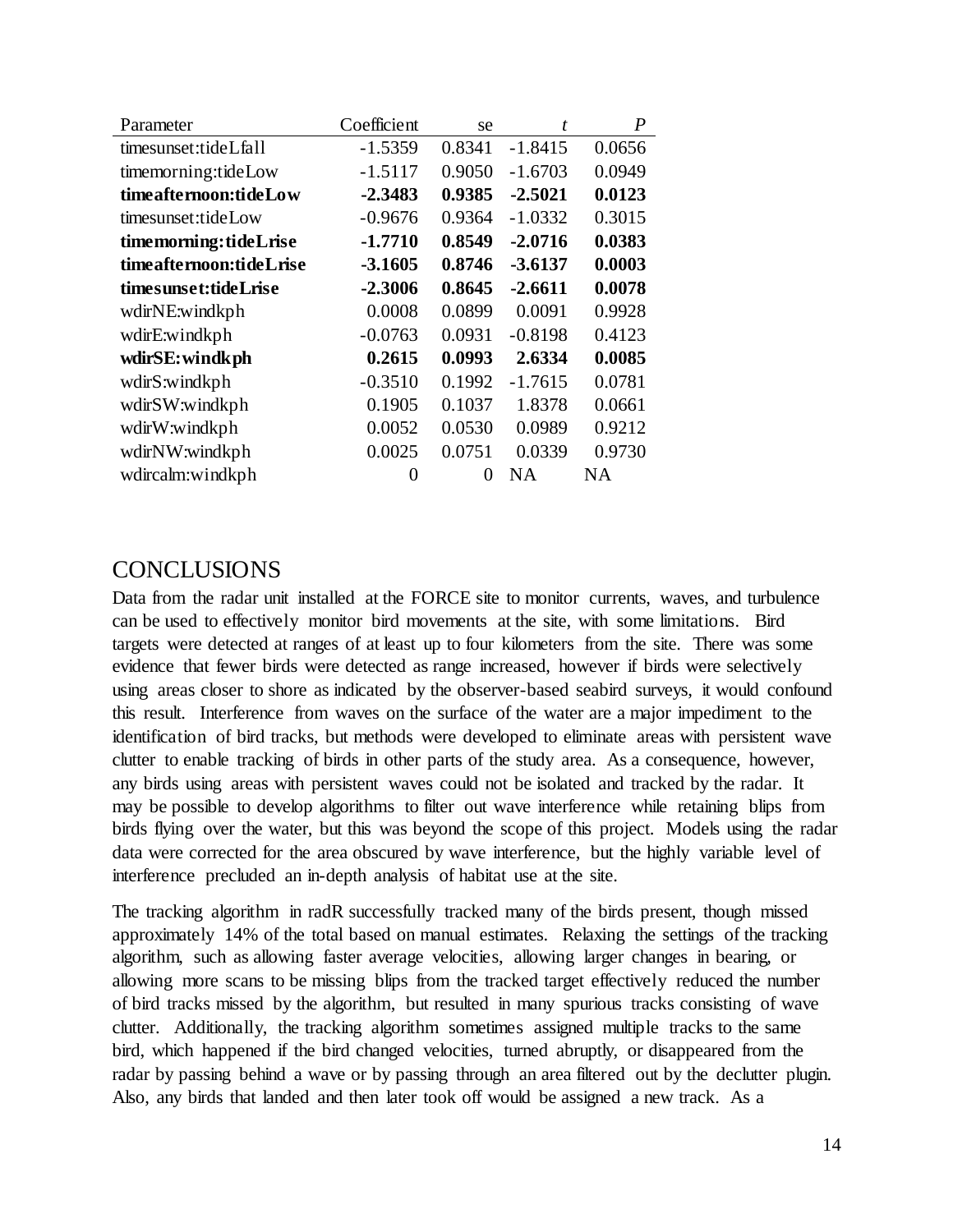| Parameter | Coefficient | se | *t* | *P* |
|---|---|---|---|---|
| timesunset:tideLfall | -1.5359 | 0.8341 | -1.8415 | 0.0656 |
| timemorning:tideLow | -1.5117 | 0.9050 | -1.6703 | 0.0949 |
| **timeafternoon:tideLow** | **-2.3483** | **0.9385** | **-2.5021** | **0.0123** |
| timesunset:tideLow | -0.9676 | 0.9364 | -1.0332 | 0.3015 |
| **timemorning:tideLrise** | **-1.7710** | **0.8549** | **-2.0716** | **0.0383** |
| **timeafternoon:tideLrise** | **-3.1605** | **0.8746** | **-3.6137** | **0.0003** |
| **timesunset:tideLrise** | **-2.3006** | **0.8645** | **-2.6611** | **0.0078** |
| wdirNE:windkph | 0.0008 | 0.0899 | 0.0091 | 0.9928 |
| wdirE:windkph | -0.0763 | 0.0931 | -0.8198 | 0.4123 |
| **wdirSE:windkph** | **0.2615** | **0.0993** | **2.6334** | **0.0085** |
| wdirS:windkph | -0.3510 | 0.1992 | -1.7615 | 0.0781 |
| wdirSW:windkph | 0.1905 | 0.1037 | 1.8378 | 0.0661 |
| wdirW:windkph | 0.0052 | 0.0530 | 0.0989 | 0.9212 |
| wdirNW:windkph | 0.0025 | 0.0751 | 0.0339 | 0.9730 |
| wdircalm:windkph | 0 | 0 | NA | NA |

## CONCLUSIONS

Data from the radar unit installed at the FORCE site to monitor currents, waves, and turbulence can be used to effectively monitor bird movements at the site, with some limitations. Bird targets were detected at ranges of at least up to four kilometers from the site. There was some evidence that fewer birds were detected as range increased, however if birds were selectively using areas closer to shore as indicated by the observer-based seabird surveys, it would confound this result. Interference from waves on the surface of the water are a major impediment to the identification of bird tracks, but methods were developed to eliminate areas with persistent wave clutter to enable tracking of birds in other parts of the study area. As a consequence, however, any birds using areas with persistent waves could not be isolated and tracked by the radar. It may be possible to develop algorithms to filter out wave interference while retaining blips from birds flying over the water, but this was beyond the scope of this project. Models using the radar data were corrected for the area obscured by wave interference, but the highly variable level of interference precluded an in-depth analysis of habitat use at the site.

The tracking algorithm in radR successfully tracked many of the birds present, though missed approximately 14% of the total based on manual estimates. Relaxing the settings of the tracking algorithm, such as allowing faster average velocities, allowing larger changes in bearing, or allowing more scans to be missing blips from the tracked target effectively reduced the number of bird tracks missed by the algorithm, but resulted in many spurious tracks consisting of wave clutter. Additionally, the tracking algorithm sometimes assigned multiple tracks to the same bird, which happened if the bird changed velocities, turned abruptly, or disappeared from the radar by passing behind a wave or by passing through an area filtered out by the declutter plugin. Also, any birds that landed and then later took off would be assigned a new track. As a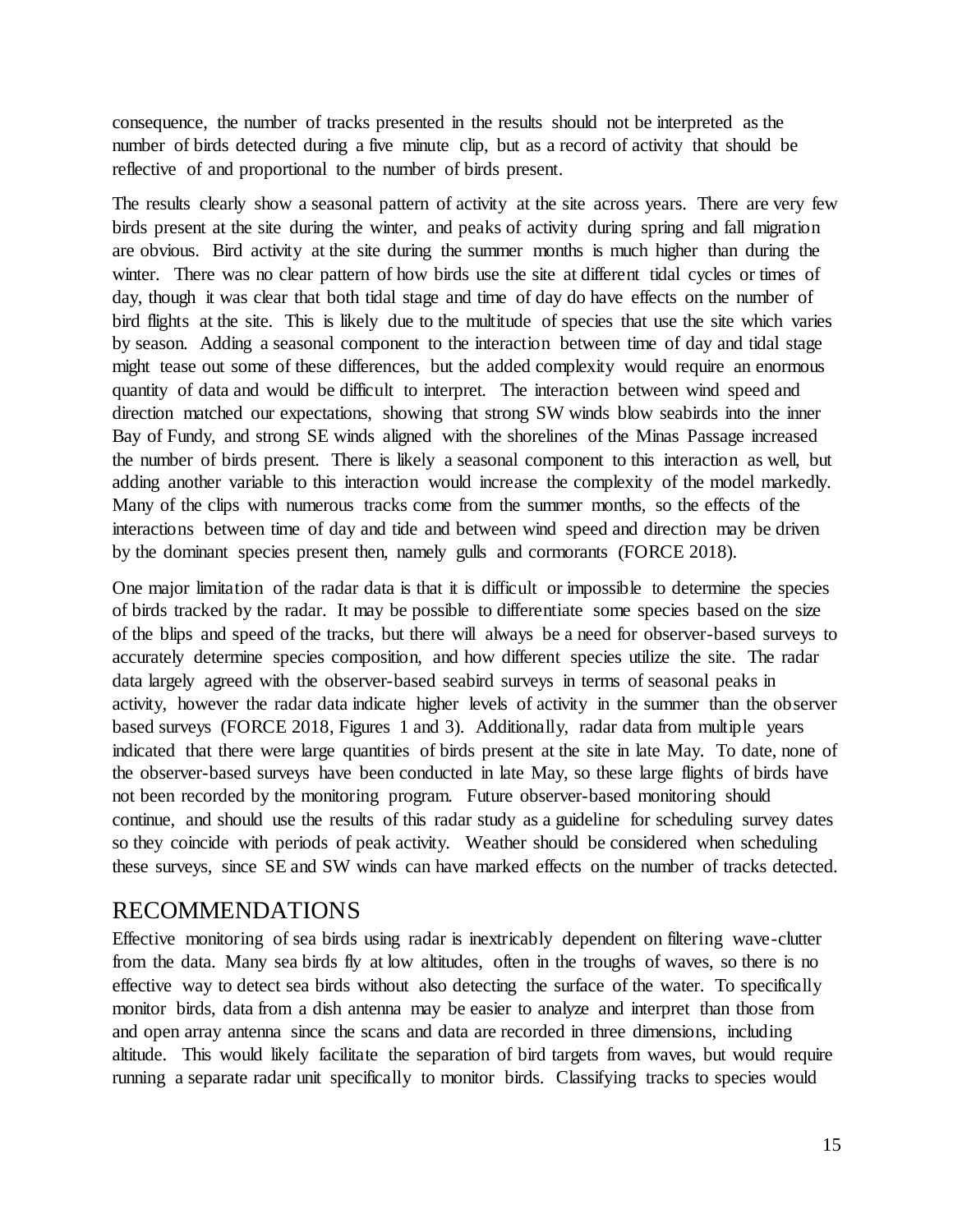consequence, the number of tracks presented in the results should not be interpreted as the number of birds detected during a five minute clip, but as a record of activity that should be reflective of and proportional to the number of birds present.

The results clearly show a seasonal pattern of activity at the site across years. There are very few birds present at the site during the winter, and peaks of activity during spring and fall migration are obvious. Bird activity at the site during the summer months is much higher than during the winter. There was no clear pattern of how birds use the site at different tidal cycles or times of day, though it was clear that both tidal stage and time of day do have effects on the number of bird flights at the site. This is likely due to the multitude of species that use the site which varies by season. Adding a seasonal component to the interaction between time of day and tidal stage might tease out some of these differences, but the added complexity would require an enormous quantity of data and would be difficult to interpret. The interaction between wind speed and direction matched our expectations, showing that strong SW winds blow seabirds into the inner Bay of Fundy, and strong SE winds aligned with the shorelines of the Minas Passage increased the number of birds present. There is likely a seasonal component to this interaction as well, but adding another variable to this interaction would increase the complexity of the model markedly. Many of the clips with numerous tracks come from the summer months, so the effects of the interactions between time of day and tide and between wind speed and direction may be driven by the dominant species present then, namely gulls and cormorants (FORCE 2018).

One major limitation of the radar data is that it is difficult or impossible to determine the species of birds tracked by the radar. It may be possible to differentiate some species based on the size of the blips and speed of the tracks, but there will always be a need for observer-based surveys to accurately determine species composition, and how different species utilize the site. The radar data largely agreed with the observer-based seabird surveys in terms of seasonal peaks in activity, however the radar data indicate higher levels of activity in the summer than the observer based surveys (FORCE 2018, Figures 1 and 3). Additionally, radar data from multiple years indicated that there were large quantities of birds present at the site in late May. To date, none of the observer-based surveys have been conducted in late May, so these large flights of birds have not been recorded by the monitoring program. Future observer-based monitoring should continue, and should use the results of this radar study as a guideline for scheduling survey dates so they coincide with periods of peak activity. Weather should be considered when scheduling these surveys, since SE and SW winds can have marked effects on the number of tracks detected.

# RECOMMENDATIONS

Effective monitoring of sea birds using radar is inextricably dependent on filtering wave-clutter from the data. Many sea birds fly at low altitudes, often in the troughs of waves, so there is no effective way to detect sea birds without also detecting the surface of the water. To specifically monitor birds, data from a dish antenna may be easier to analyze and interpret than those from and open array antenna since the scans and data are recorded in three dimensions, including altitude. This would likely facilitate the separation of bird targets from waves, but would require running a separate radar unit specifically to monitor birds. Classifying tracks to species would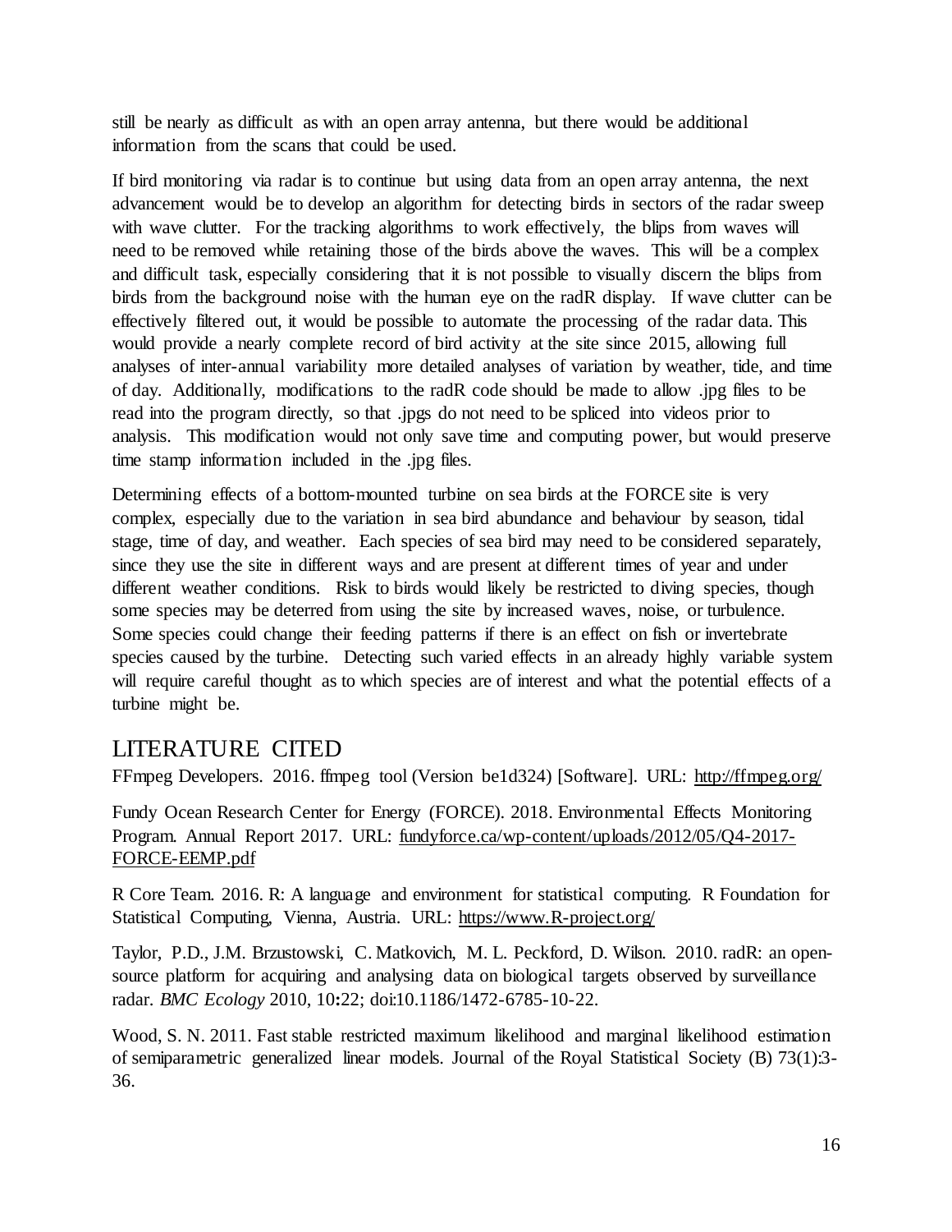still be nearly as difficult as with an open array antenna, but there would be additional information from the scans that could be used.

If bird monitoring via radar is to continue but using data from an open array antenna, the next advancement would be to develop an algorithm for detecting birds in sectors of the radar sweep with wave clutter. For the tracking algorithms to work effectively, the blips from waves will need to be removed while retaining those of the birds above the waves. This will be a complex and difficult task, especially considering that it is not possible to visually discern the blips from birds from the background noise with the human eye on the radR display. If wave clutter can be effectively filtered out, it would be possible to automate the processing of the radar data. This would provide a nearly complete record of bird activity at the site since 2015, allowing full analyses of inter-annual variability more detailed analyses of variation by weather, tide, and time of day. Additionally, modifications to the radR code should be made to allow .jpg files to be read into the program directly, so that .jpgs do not need to be spliced into videos prior to analysis. This modification would not only save time and computing power, but would preserve time stamp information included in the .jpg files.

Determining effects of a bottom-mounted turbine on sea birds at the FORCE site is very complex, especially due to the variation in sea bird abundance and behaviour by season, tidal stage, time of day, and weather. Each species of sea bird may need to be considered separately, since they use the site in different ways and are present at different times of year and under different weather conditions. Risk to birds would likely be restricted to diving species, though some species may be deterred from using the site by increased waves, noise, or turbulence. Some species could change their feeding patterns if there is an effect on fish or invertebrate species caused by the turbine. Detecting such varied effects in an already highly variable system will require careful thought as to which species are of interest and what the potential effects of a turbine might be.

# LITERATURE CITED

FFmpeg Developers. 2016. ffmpeg tool (Version be1d324) [Software]. URL: http://ffmpeg.org/

Fundy Ocean Research Center for Energy (FORCE). 2018. Environmental Effects Monitoring Program. Annual Report 2017. URL: fundyforce.ca/wp-content/uploads/2012/05/Q4-2017-FORCE-EEMP.pdf

R Core Team. 2016. R: A language and environment for statistical computing. R Foundation for Statistical Computing, Vienna, Austria. URL: https://www.R-project.org/

Taylor, P.D., J.M. Brzustowski, C. Matkovich, M. L. Peckford, D. Wilson. 2010. radR: an open-source platform for acquiring and analysing data on biological targets observed by surveillance radar. *BMC Ecology* 2010, 10**:**22; doi:10.1186/1472-6785-10-22.

Wood, S. N. 2011. Fast stable restricted maximum likelihood and marginal likelihood estimation of semiparametric generalized linear models. Journal of the Royal Statistical Society (B) 73(1):3-36.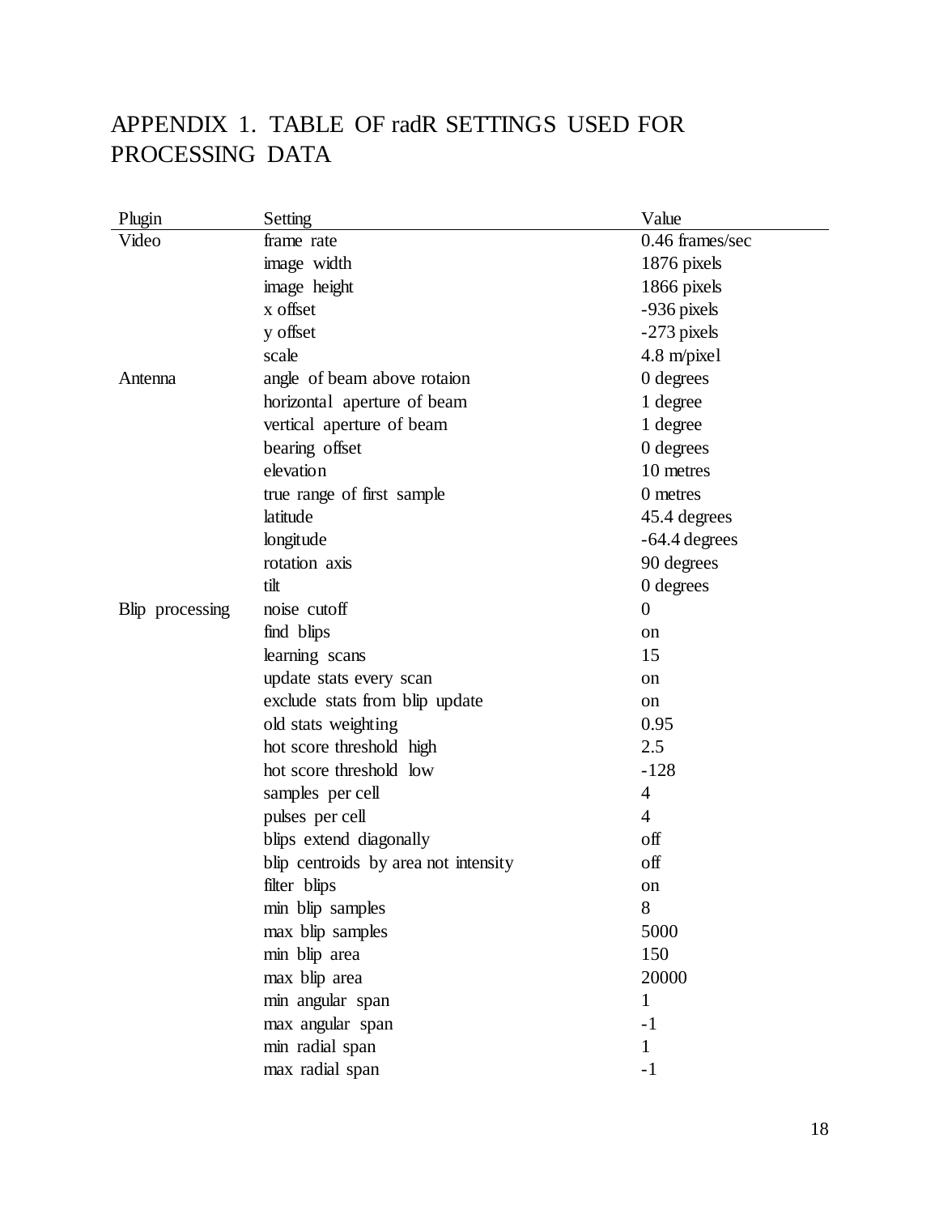# APPENDIX 1. TABLE OF radR SETTINGS USED FOR PROCESSING DATA

| Plugin | Setting | Value |
|---|---|---|
| Video | frame rate | 0.46 frames/sec |
| | image width | 1876 pixels |
| | image height | 1866 pixels |
| | x offset | -936 pixels |
| | y offset | -273 pixels |
| | scale | 4.8 m/pixel |
| Antenna | angle of beam above rotaion | 0 degrees |
| | horizontal aperture of beam | 1 degree |
| | vertical aperture of beam | 1 degree |
| | bearing offset | 0 degrees |
| | elevation | 10 metres |
| | true range of first sample | 0 metres |
| | latitude | 45.4 degrees |
| | longitude | -64.4 degrees |
| | rotation axis | 90 degrees |
| | tilt | 0 degrees |
| Blip processing | noise cutoff | 0 |
| | find blips | on |
| | learning scans | 15 |
| | update stats every scan | on |
| | exclude stats from blip update | on |
| | old stats weighting | 0.95 |
| | hot score threshold high | 2.5 |
| | hot score threshold low | -128 |
| | samples per cell | 4 |
| | pulses per cell | 4 |
| | blips extend diagonally | off |
| | blip centroids by area not intensity | off |
| | filter blips | on |
| | min blip samples | 8 |
| | max blip samples | 5000 |
| | min blip area | 150 |
| | max blip area | 20000 |
| | min angular span | 1 |
| | max angular span | -1 |
| | min radial span | 1 |
| | max radial span | -1 |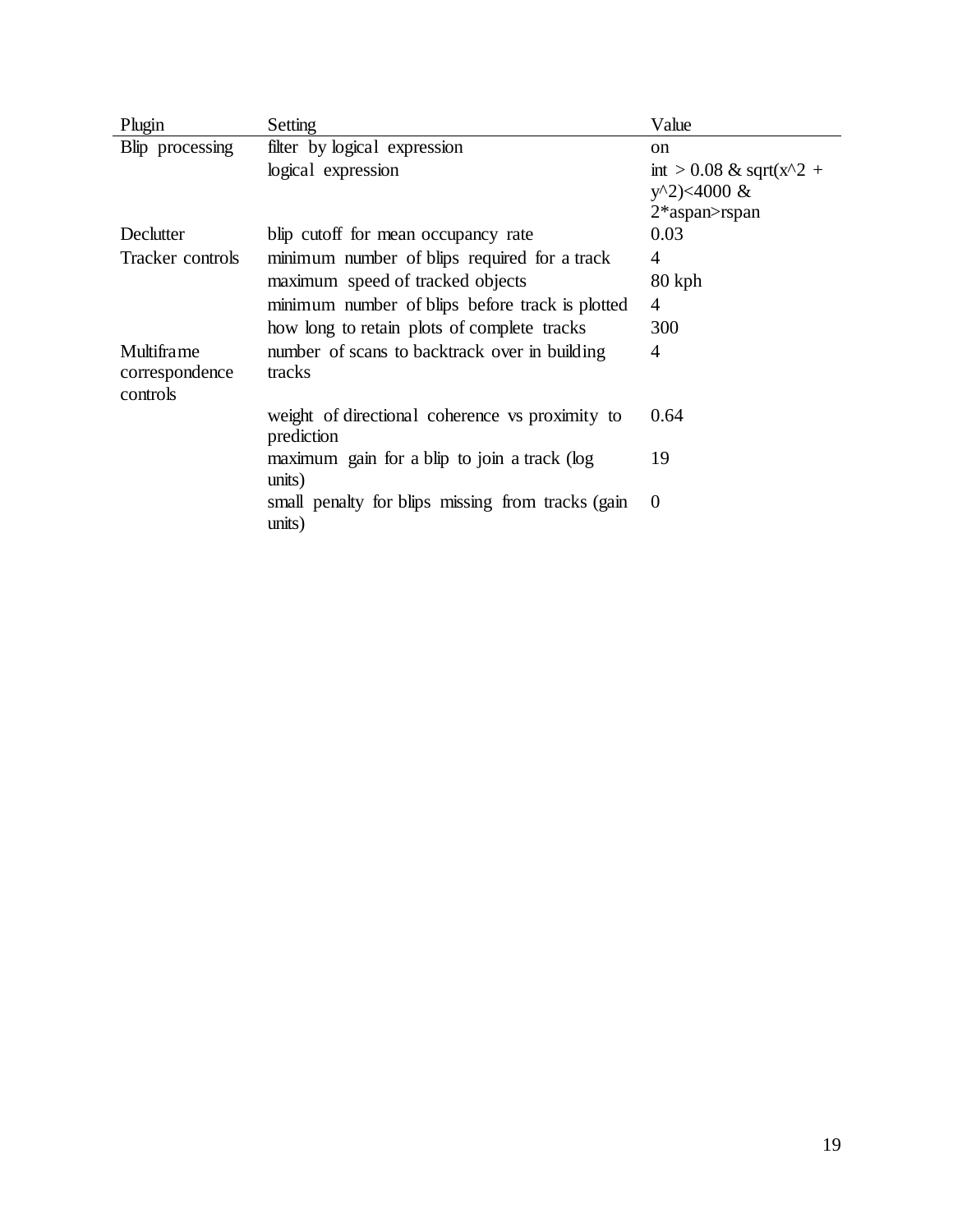| Plugin | Setting | Value |
| --- | --- | --- |
| Blip processing | filter by logical expression | on |
| | logical expression | int > 0.08 & sqrt(x^2 + y^2)<4000 & 2*aspan>rspan |
| Declutter | blip cutoff for mean occupancy rate | 0.03 |
| Tracker controls | minimum number of blips required for a track | 4 |
| | maximum speed of tracked objects | 80 kph |
| | minimum number of blips before track is plotted | 4 |
| | how long to retain plots of complete tracks | 300 |
| Multiframe correspondence controls | number of scans to backtrack over in building tracks | 4 |
| | weight of directional coherence vs proximity to prediction | 0.64 |
| | maximum gain for a blip to join a track (log units) | 19 |
| | small penalty for blips missing from tracks (gain units) | 0 |